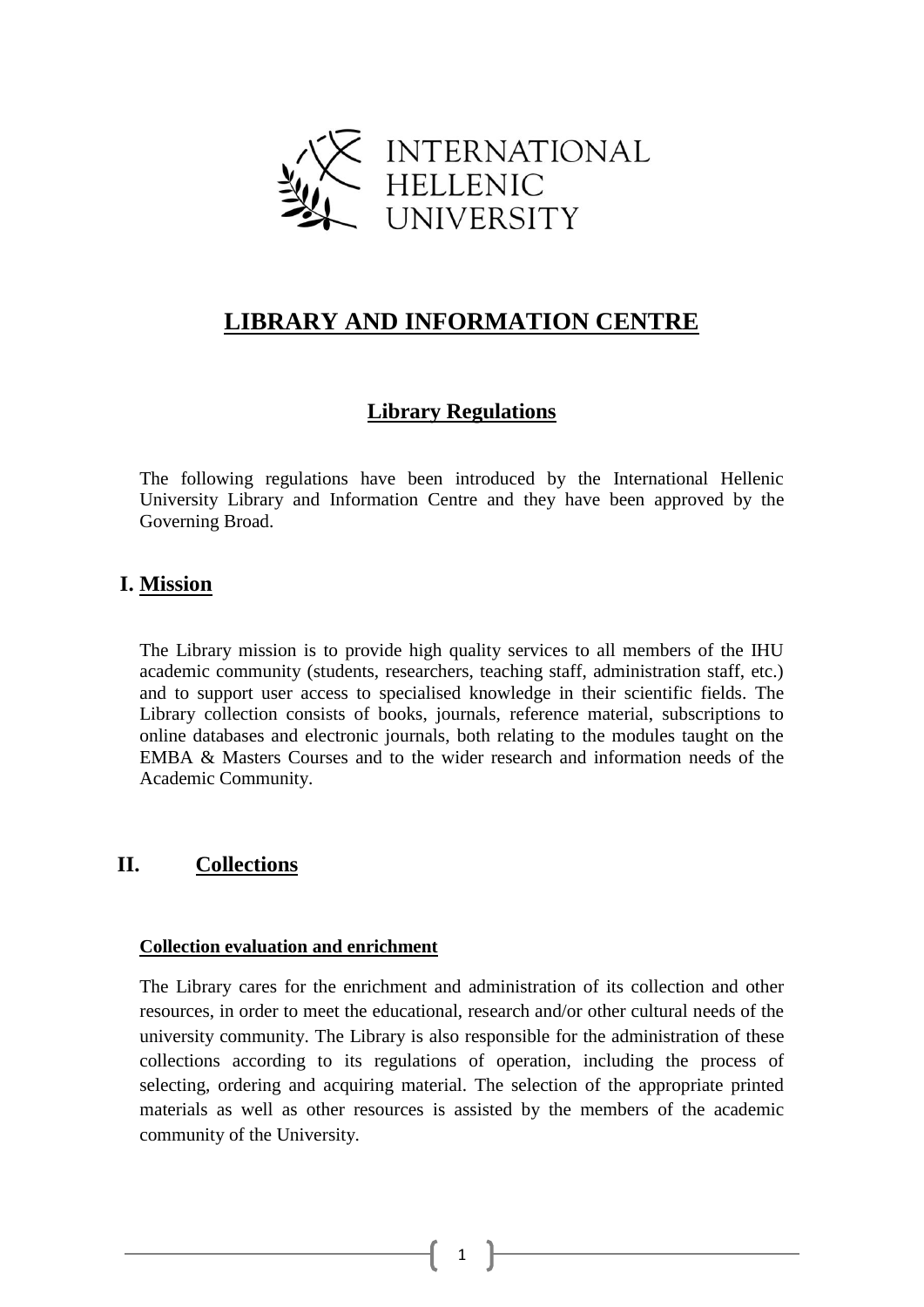INTERNATIONAL HELLENIC UNIVERSITY

# LIBRARY AND INFORMATION CENTRE

## Library Regulations

The following regulations have been introduced by the International Hellenic University Library and Information Centre and they have been approved by the Governing Broad.

## I. Mission

The Library mission is to provide high quality services to all members of the IHU academic community (students, researchers, teaching staff, administration staff, etc.) and to support user access to specialised knowledge in their scientific fields. The Library collection consists of books, journals, reference material, subscriptions to online databases and electronic journals, both relating to the modules taught on the EMBA & Masters Courses and to the wider research and information needs of the Academic Community.

## II. Collections

### Collection evaluation and enrichment

The Library cares for the enrichment and administration of its collection and other resources, in order to meet the educational, research and/or other cultural needs of the university community. The Library is also responsible for the administration of these collections according to its regulations of operation, including the process of selecting, ordering and acquiring material. The selection of the appropriate printed materials as well as other resources is assisted by the members of the academic community of the University.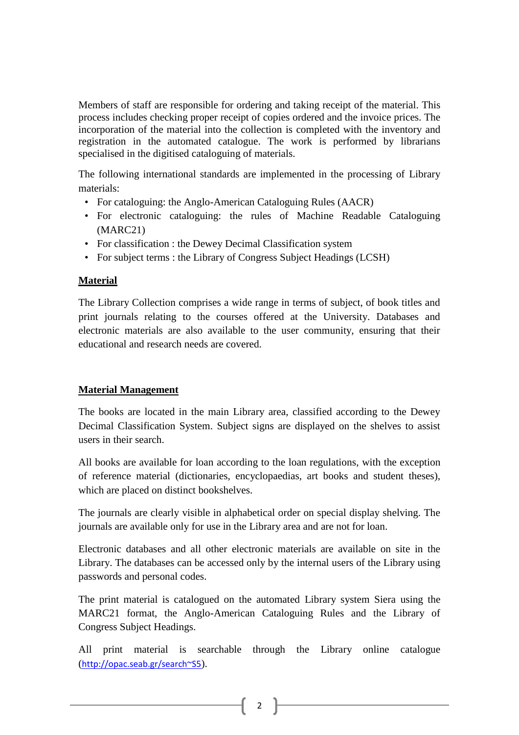Members of staff are responsible for ordering and taking receipt of the material. This process includes checking proper receipt of copies ordered and the invoice prices. The incorporation of the material into the collection is completed with the inventory and registration in the automated catalogue. The work is performed by librarians specialised in the digitised cataloguing of materials.

The following international standards are implemented in the processing of Library materials:

- For cataloguing: the Anglo-American Cataloguing Rules (AACR)
- For electronic cataloguing: the rules of Machine Readable Cataloguing (MARC21)
- For classification : the Dewey Decimal Classification system
- For subject terms : the Library of Congress Subject Headings (LCSH)

## Material

The Library Collection comprises a wide range in terms of subject, of book titles and print journals relating to the courses offered at the University. Databases and electronic materials are also available to the user community, ensuring that their educational and research needs are covered.

## Material Management

The books are located in the main Library area, classified according to the Dewey Decimal Classification System. Subject signs are displayed on the shelves to assist users in their search.

All books are available for loan according to the loan regulations, with the exception of reference material (dictionaries, encyclopaedias, art books and student theses), which are placed on distinct bookshelves.

The journals are clearly visible in alphabetical order on special display shelving. The journals are available only for use in the Library area and are not for loan.

Electronic databases and all other electronic materials are available on site in the Library. The databases can be accessed only by the internal users of the Library using passwords and personal codes.

The print material is catalogued on the automated Library system Siera using the MARC21 format, the Anglo-American Cataloguing Rules and the Library of Congress Subject Headings.

All print material is searchable through the Library online catalogue (http://opac.seab.gr/search~S5).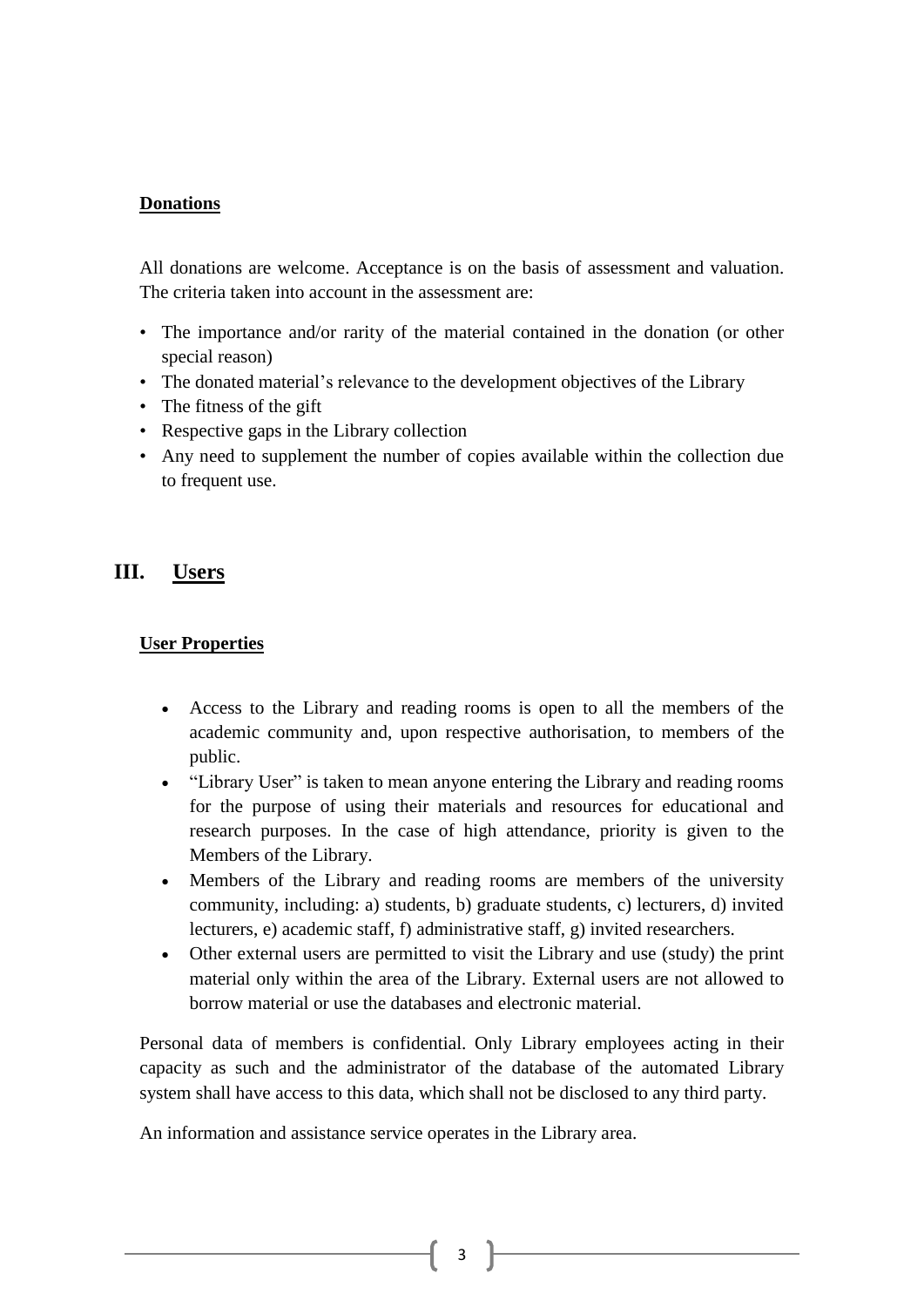### Donations

All donations are welcome. Acceptance is on the basis of assessment and valuation. The criteria taken into account in the assessment are:

- The importance and/or rarity of the material contained in the donation (or other special reason)
- The donated material's relevance to the development objectives of the Library
- The fitness of the gift
- Respective gaps in the Library collection
- Any need to supplement the number of copies available within the collection due to frequent use.

## III. Users

### User Properties

- Access to the Library and reading rooms is open to all the members of the academic community and, upon respective authorisation, to members of the public.
- "Library User" is taken to mean anyone entering the Library and reading rooms for the purpose of using their materials and resources for educational and research purposes. In the case of high attendance, priority is given to the Members of the Library.
- Members of the Library and reading rooms are members of the university community, including: a) students, b) graduate students, c) lecturers, d) invited lecturers, e) academic staff, f) administrative staff, g) invited researchers.
- Other external users are permitted to visit the Library and use (study) the print material only within the area of the Library. External users are not allowed to borrow material or use the databases and electronic material.

Personal data of members is confidential. Only Library employees acting in their capacity as such and the administrator of the database of the automated Library system shall have access to this data, which shall not be disclosed to any third party.

An information and assistance service operates in the Library area.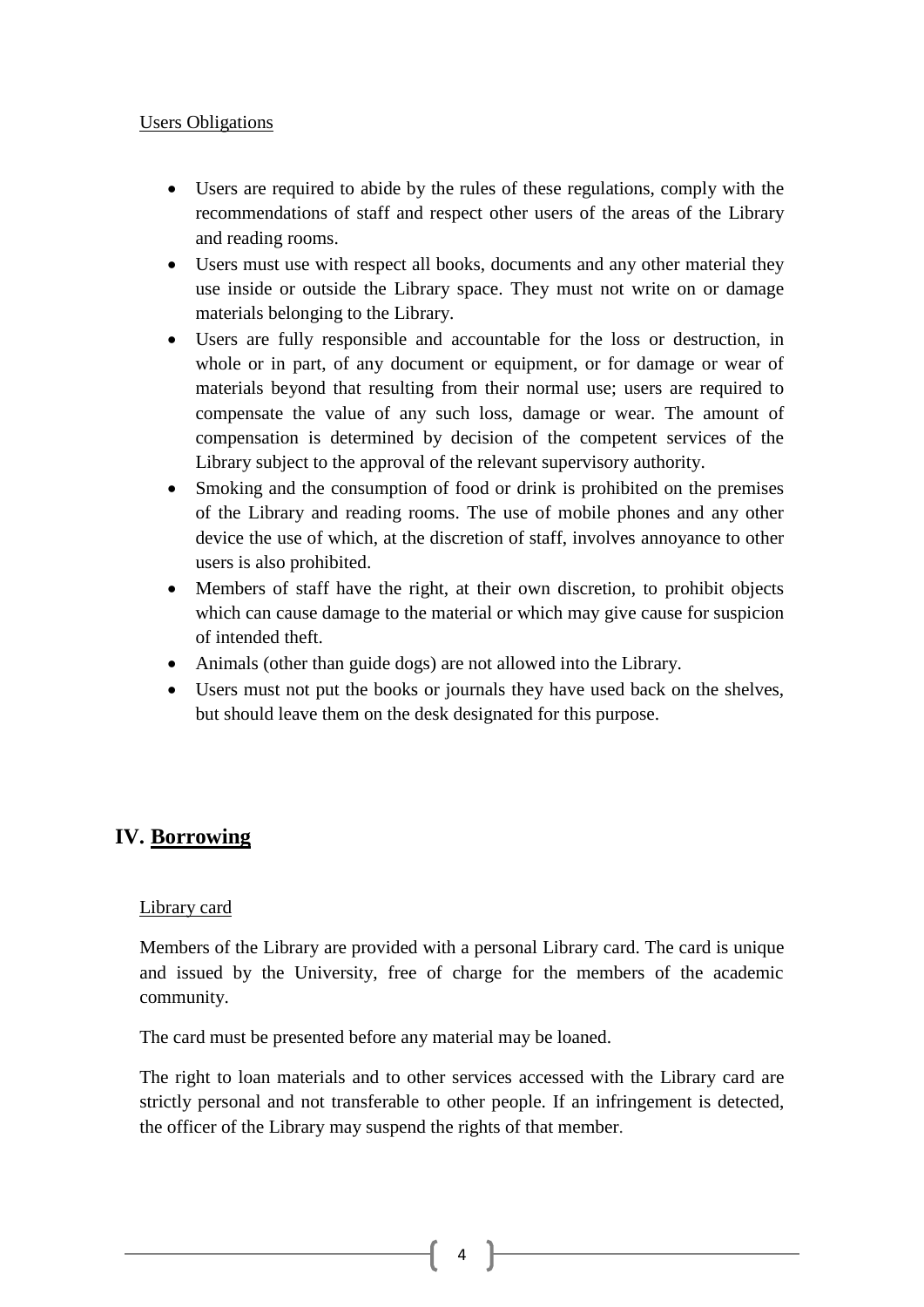Users Obligations

- Users are required to abide by the rules of these regulations, comply with the recommendations of staff and respect other users of the areas of the Library and reading rooms.
- Users must use with respect all books, documents and any other material they use inside or outside the Library space. They must not write on or damage materials belonging to the Library.
- Users are fully responsible and accountable for the loss or destruction, in whole or in part, of any document or equipment, or for damage or wear of materials beyond that resulting from their normal use; users are required to compensate the value of any such loss, damage or wear. The amount of compensation is determined by decision of the competent services of the Library subject to the approval of the relevant supervisory authority.
- Smoking and the consumption of food or drink is prohibited on the premises of the Library and reading rooms. The use of mobile phones and any other device the use of which, at the discretion of staff, involves annoyance to other users is also prohibited.
- Members of staff have the right, at their own discretion, to prohibit objects which can cause damage to the material or which may give cause for suspicion of intended theft.
- Animals (other than guide dogs) are not allowed into the Library.
- Users must not put the books or journals they have used back on the shelves, but should leave them on the desk designated for this purpose.

## IV. Borrowing

Library card

Members of the Library are provided with a personal Library card. The card is unique and issued by the University, free of charge for the members of the academic community.

The card must be presented before any material may be loaned.

The right to loan materials and to other services accessed with the Library card are strictly personal and not transferable to other people. If an infringement is detected, the officer of the Library may suspend the rights of that member.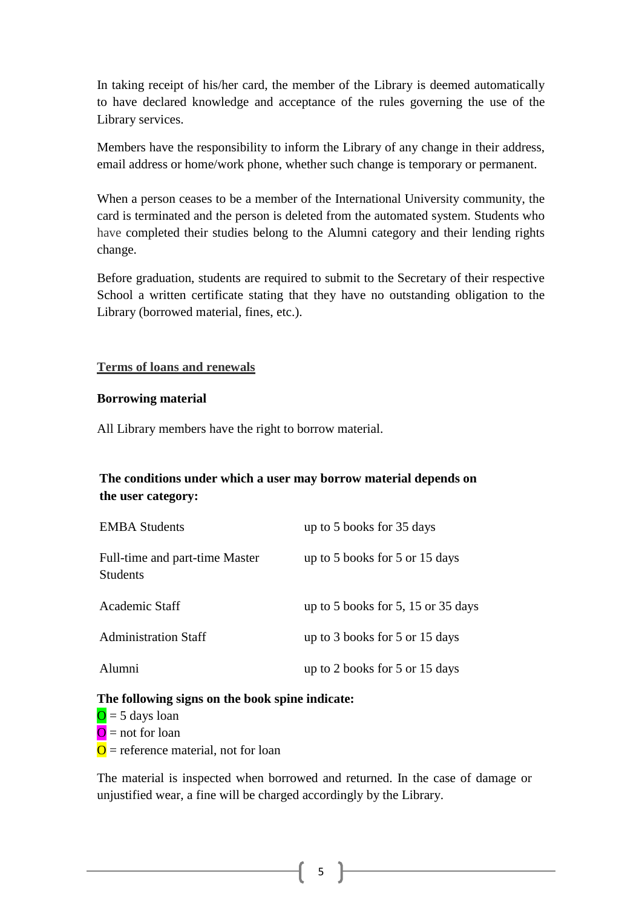In taking receipt of his/her card, the member of the Library is deemed automatically to have declared knowledge and acceptance of the rules governing the use of the Library services.

Members have the responsibility to inform the Library of any change in their address, email address or home/work phone, whether such change is temporary or permanent.

When a person ceases to be a member of the International University community, the card is terminated and the person is deleted from the automated system. Students who have completed their studies belong to the Alumni category and their lending rights change.

Before graduation, students are required to submit to the Secretary of their respective School a written certificate stating that they have no outstanding obligation to the Library (borrowed material, fines, etc.).

## Terms of loans and renewals

**Borrowing material**

All Library members have the right to borrow material.

**The conditions under which a user may borrow material depends on the user category:**

| | |
|---|---|
| EMBA Students | up to 5 books for 35 days |
| Full-time and part-time Master Students | up to 5 books for 5 or 15 days |
| Academic Staff | up to 5 books for 5, 15 or 35 days |
| Administration Staff | up to 3 books for 5 or 15 days |
| Alumni | up to 2 books for 5 or 15 days |

**The following signs on the book spine indicate:**

O = 5 days loan
O = not for loan
O = reference material, not for loan

The material is inspected when borrowed and returned. In the case of damage or unjustified wear, a fine will be charged accordingly by the Library.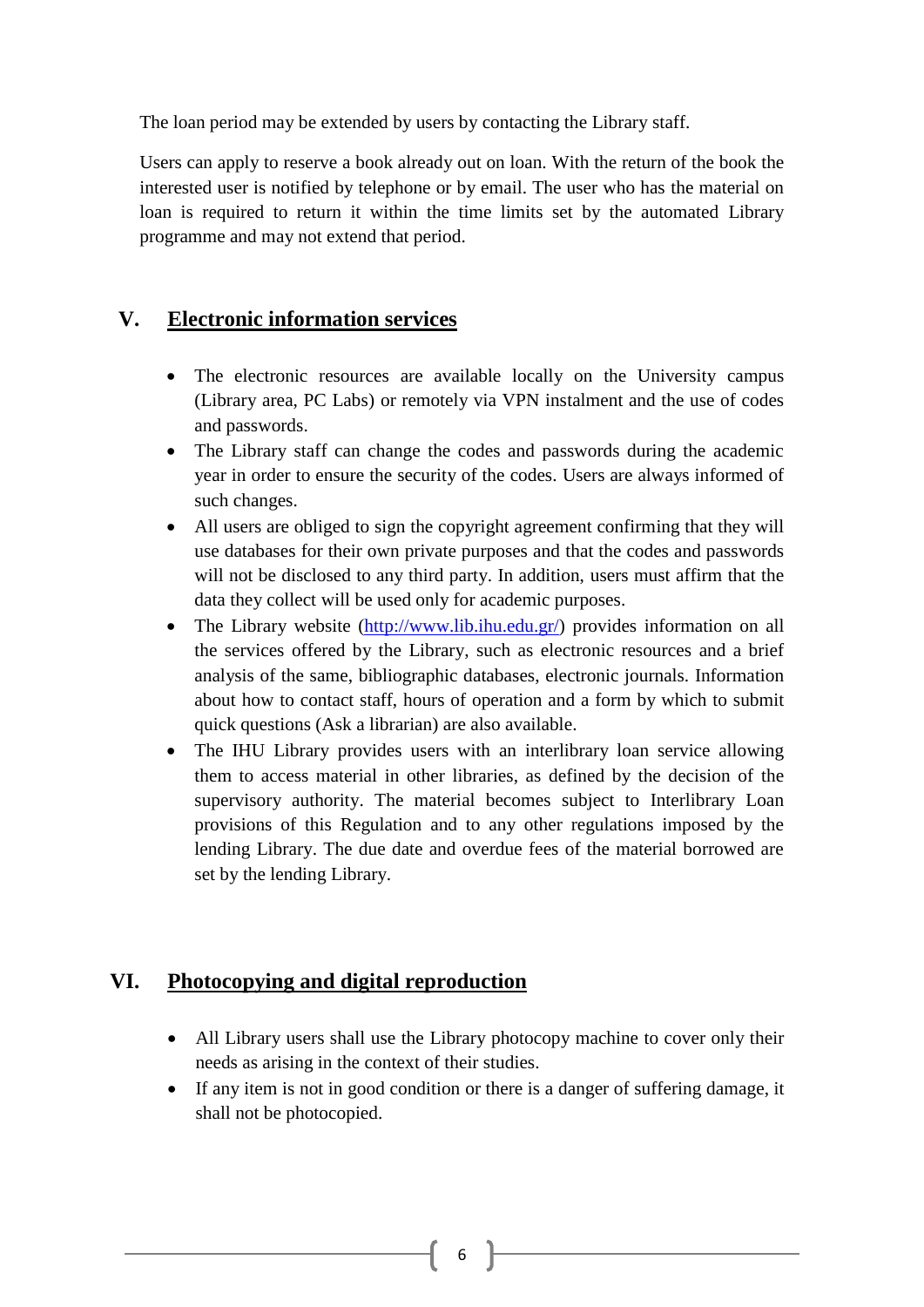The loan period may be extended by users by contacting the Library staff.

Users can apply to reserve a book already out on loan. With the return of the book the interested user is notified by telephone or by email. The user who has the material on loan is required to return it within the time limits set by the automated Library programme and may not extend that period.

## V. Electronic information services

- The electronic resources are available locally on the University campus (Library area, PC Labs) or remotely via VPN instalment and the use of codes and passwords.
- The Library staff can change the codes and passwords during the academic year in order to ensure the security of the codes. Users are always informed of such changes.
- All users are obliged to sign the copyright agreement confirming that they will use databases for their own private purposes and that the codes and passwords will not be disclosed to any third party. In addition, users must affirm that the data they collect will be used only for academic purposes.
- The Library website (http://www.lib.ihu.edu.gr/) provides information on all the services offered by the Library, such as electronic resources and a brief analysis of the same, bibliographic databases, electronic journals. Information about how to contact staff, hours of operation and a form by which to submit quick questions (Ask a librarian) are also available.
- The IHU Library provides users with an interlibrary loan service allowing them to access material in other libraries, as defined by the decision of the supervisory authority. The material becomes subject to Interlibrary Loan provisions of this Regulation and to any other regulations imposed by the lending Library. The due date and overdue fees of the material borrowed are set by the lending Library.

## VI. Photocopying and digital reproduction

- All Library users shall use the Library photocopy machine to cover only their needs as arising in the context of their studies.
- If any item is not in good condition or there is a danger of suffering damage, it shall not be photocopied.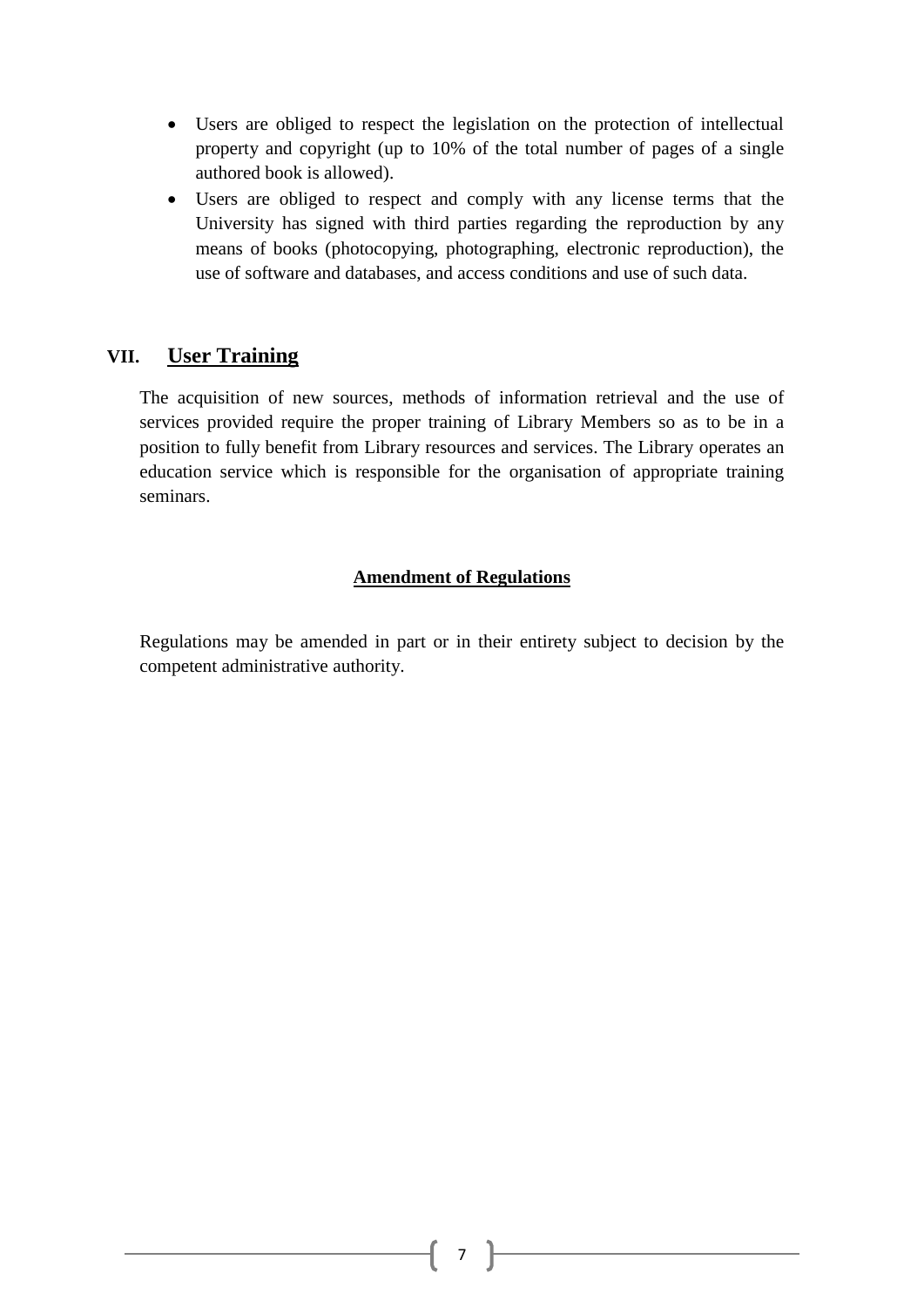- Users are obliged to respect the legislation on the protection of intellectual property and copyright (up to 10% of the total number of pages of a single authored book is allowed).
- Users are obliged to respect and comply with any license terms that the University has signed with third parties regarding the reproduction by any means of books (photocopying, photographing, electronic reproduction), the use of software and databases, and access conditions and use of such data.

## VII. User Training

The acquisition of new sources, methods of information retrieval and the use of services provided require the proper training of Library Members so as to be in a position to fully benefit from Library resources and services. The Library operates an education service which is responsible for the organisation of appropriate training seminars.

### Amendment of Regulations

Regulations may be amended in part or in their entirety subject to decision by the competent administrative authority.